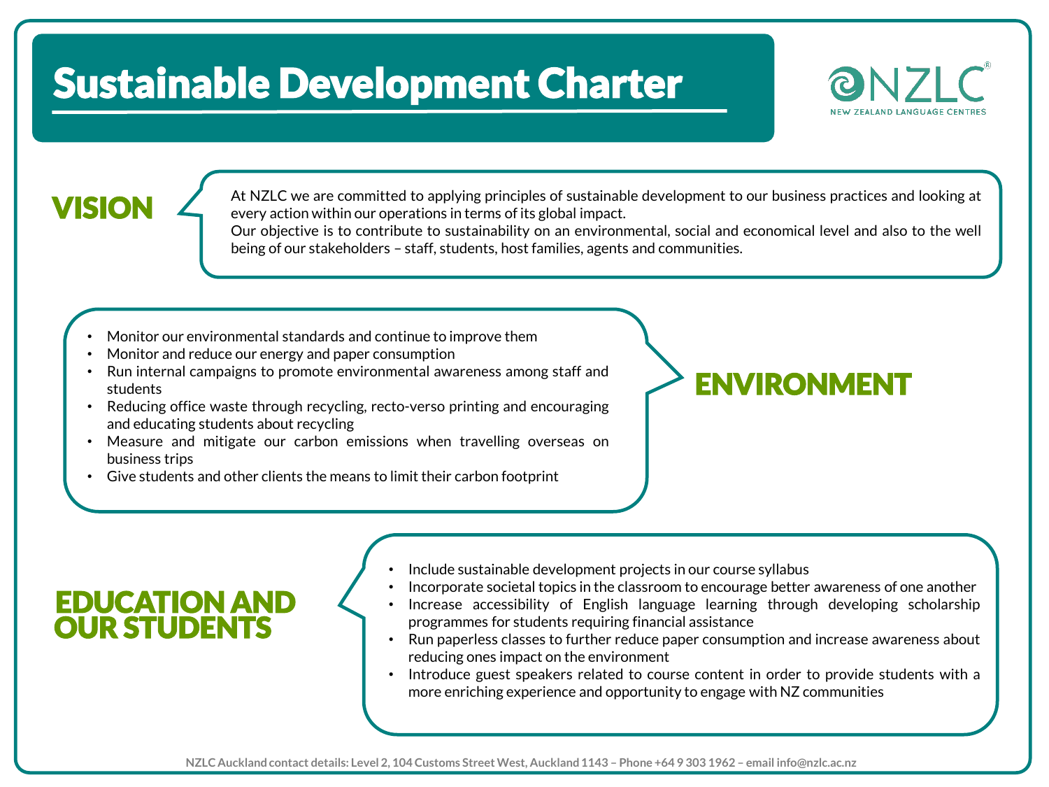# Sustainable Development Charter

NZLC
NEW ZEALAND LANGUAGE CENTRES

## VISION

At NZLC we are committed to applying principles of sustainable development to our business practices and looking at every action within our operations in terms of its global impact.
Our objective is to contribute to sustainability on an environmental, social and economical level and also to the well being of our stakeholders – staff, students, host families, agents and communities.

## ENVIRONMENT

- Monitor our environmental standards and continue to improve them
- Monitor and reduce our energy and paper consumption
- Run internal campaigns to promote environmental awareness among staff and students
- Reducing office waste through recycling, recto-verso printing and encouraging and educating students about recycling
- Measure and mitigate our carbon emissions when travelling overseas on business trips
- Give students and other clients the means to limit their carbon footprint

## EDUCATION AND OUR STUDENTS

- Include sustainable development projects in our course syllabus
- Incorporate societal topics in the classroom to encourage better awareness of one another
- Increase accessibility of English language learning through developing scholarship programmes for students requiring financial assistance
- Run paperless classes to further reduce paper consumption and increase awareness about reducing ones impact on the environment
- Introduce guest speakers related to course content in order to provide students with a more enriching experience and opportunity to engage with NZ communities

NZLC Auckland contact details: Level 2, 104 Customs Street West, Auckland 1143 – Phone +64 9 303 1962 – email info@nzlc.ac.nz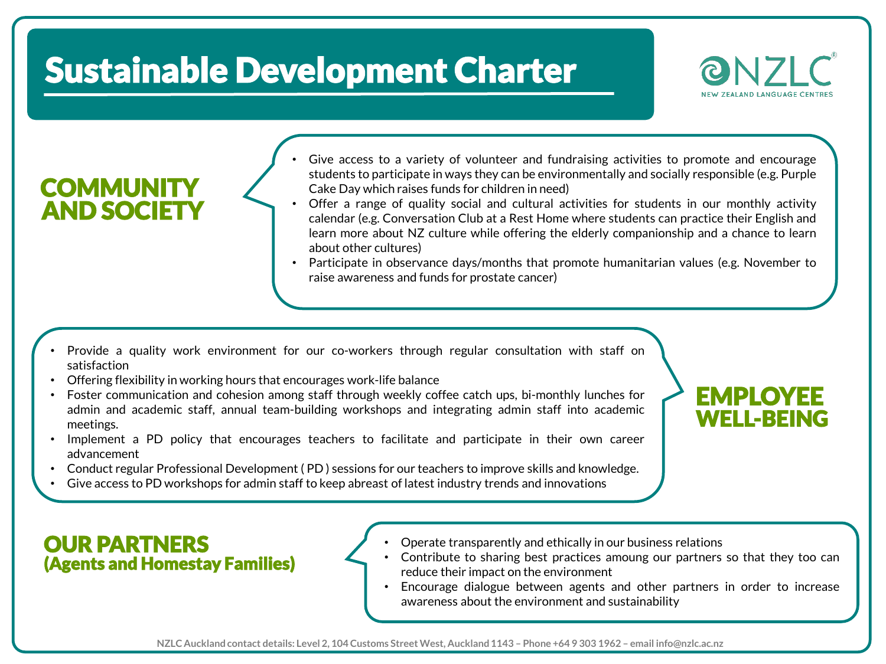# Sustainable Development Charter

NZLC
NEW ZEALAND LANGUAGE CENTRES

## COMMUNITY AND SOCIETY

- Give access to a variety of volunteer and fundraising activities to promote and encourage students to participate in ways they can be environmentally and socially responsible (e.g. Purple Cake Day which raises funds for children in need)
- Offer a range of quality social and cultural activities for students in our monthly activity calendar (e.g. Conversation Club at a Rest Home where students can practice their English and learn more about NZ culture while offering the elderly companionship and a chance to learn about other cultures)
- Participate in observance days/months that promote humanitarian values (e.g. November to raise awareness and funds for prostate cancer)

## EMPLOYEE WELL-BEING

- Provide a quality work environment for our co-workers through regular consultation with staff on satisfaction
- Offering flexibility in working hours that encourages work-life balance
- Foster communication and cohesion among staff through weekly coffee catch ups, bi-monthly lunches for admin and academic staff, annual team-building workshops and integrating admin staff into academic meetings.
- Implement a PD policy that encourages teachers to facilitate and participate in their own career advancement
- Conduct regular Professional Development ( PD ) sessions for our teachers to improve skills and knowledge.
- Give access to PD workshops for admin staff to keep abreast of latest industry trends and innovations

## OUR PARTNERS (Agents and Homestay Families)

- Operate transparently and ethically in our business relations
- Contribute to sharing best practices amoung our partners so that they too can reduce their impact on the environment
- Encourage dialogue between agents and other partners in order to increase awareness about the environment and sustainability

NZLC Auckland contact details: Level 2, 104 Customs Street West, Auckland 1143 – Phone +64 9 303 1962 – email info@nzlc.ac.nz